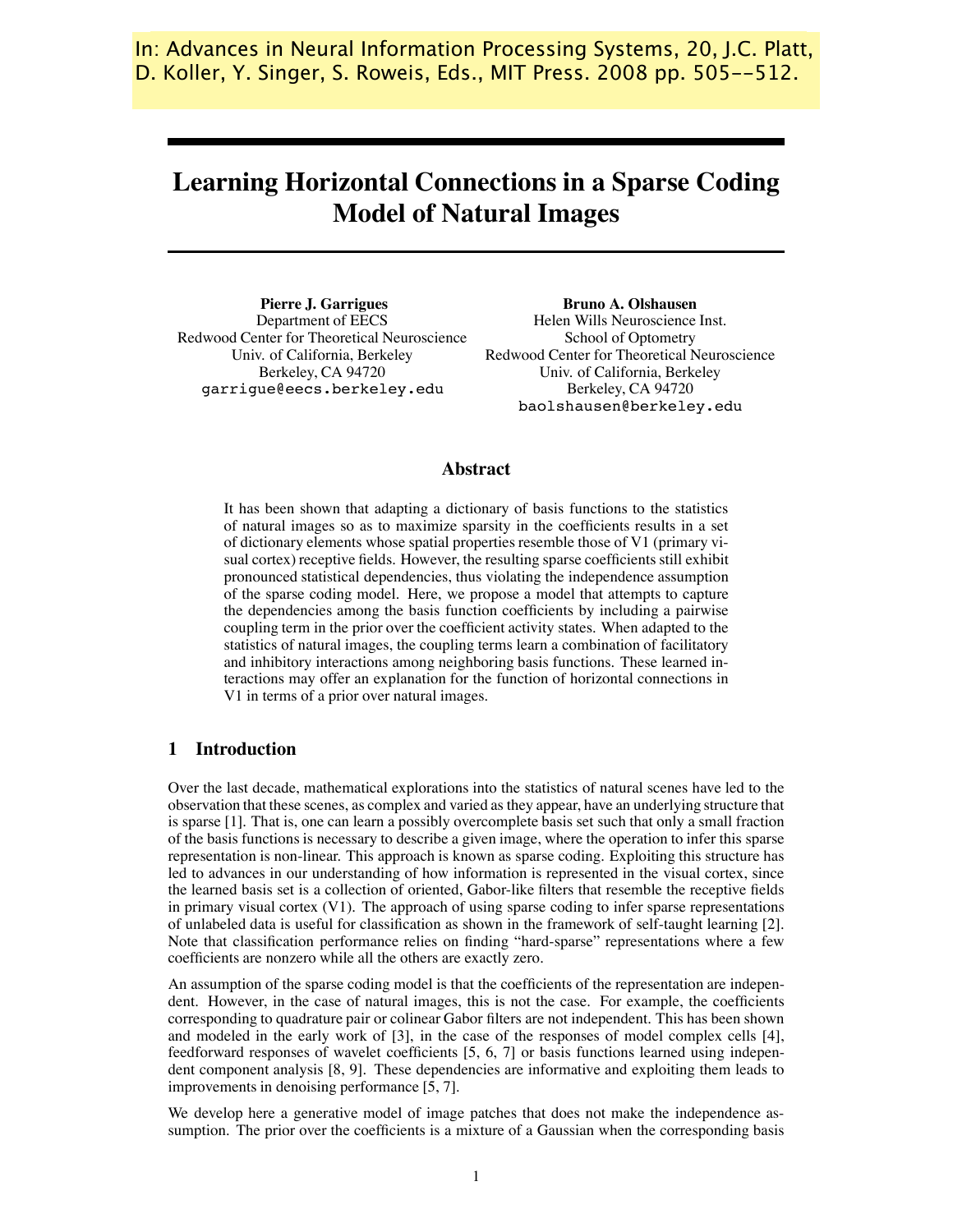In: Advances in Neural Information Processing Systems, 20, J.C. Platt, D. Koller, Y. Singer, S. Roweis, Eds., MIT Press. 2008 pp. 505--512.

# Learning Horizontal Connections in a Sparse Coding Model of Natural Images

**Pierre J. Garrigues**
Department of EECS
Redwood Center for Theoretical Neuroscience
Univ. of California, Berkeley
Berkeley, CA 94720
garrigue@eecs.berkeley.edu

**Bruno A. Olshausen**
Helen Wills Neuroscience Inst.
School of Optometry
Redwood Center for Theoretical Neuroscience
Univ. of California, Berkeley
Berkeley, CA 94720
baolshausen@berkeley.edu

## Abstract

It has been shown that adapting a dictionary of basis functions to the statistics of natural images so as to maximize sparsity in the coefficients results in a set of dictionary elements whose spatial properties resemble those of V1 (primary visual cortex) receptive fields. However, the resulting sparse coefficients still exhibit pronounced statistical dependencies, thus violating the independence assumption of the sparse coding model. Here, we propose a model that attempts to capture the dependencies among the basis function coefficients by including a pairwise coupling term in the prior over the coefficient activity states. When adapted to the statistics of natural images, the coupling terms learn a combination of facilitatory and inhibitory interactions among neighboring basis functions. These learned interactions may offer an explanation for the function of horizontal connections in V1 in terms of a prior over natural images.

## 1 Introduction

Over the last decade, mathematical explorations into the statistics of natural scenes have led to the observation that these scenes, as complex and varied as they appear, have an underlying structure that is sparse [1]. That is, one can learn a possibly overcomplete basis set such that only a small fraction of the basis functions is necessary to describe a given image, where the operation to infer this sparse representation is non-linear. This approach is known as sparse coding. Exploiting this structure has led to advances in our understanding of how information is represented in the visual cortex, since the learned basis set is a collection of oriented, Gabor-like filters that resemble the receptive fields in primary visual cortex (V1). The approach of using sparse coding to infer sparse representations of unlabeled data is useful for classification as shown in the framework of self-taught learning [2]. Note that classification performance relies on finding "hard-sparse" representations where a few coefficients are nonzero while all the others are exactly zero.

An assumption of the sparse coding model is that the coefficients of the representation are independent. However, in the case of natural images, this is not the case. For example, the coefficients corresponding to quadrature pair or colinear Gabor filters are not independent. This has been shown and modeled in the early work of [3], in the case of the responses of model complex cells [4], feedforward responses of wavelet coefficients [5, 6, 7] or basis functions learned using independent component analysis [8, 9]. These dependencies are informative and exploiting them leads to improvements in denoising performance [5, 7].

We develop here a generative model of image patches that does not make the independence assumption. The prior over the coefficients is a mixture of a Gaussian when the corresponding basis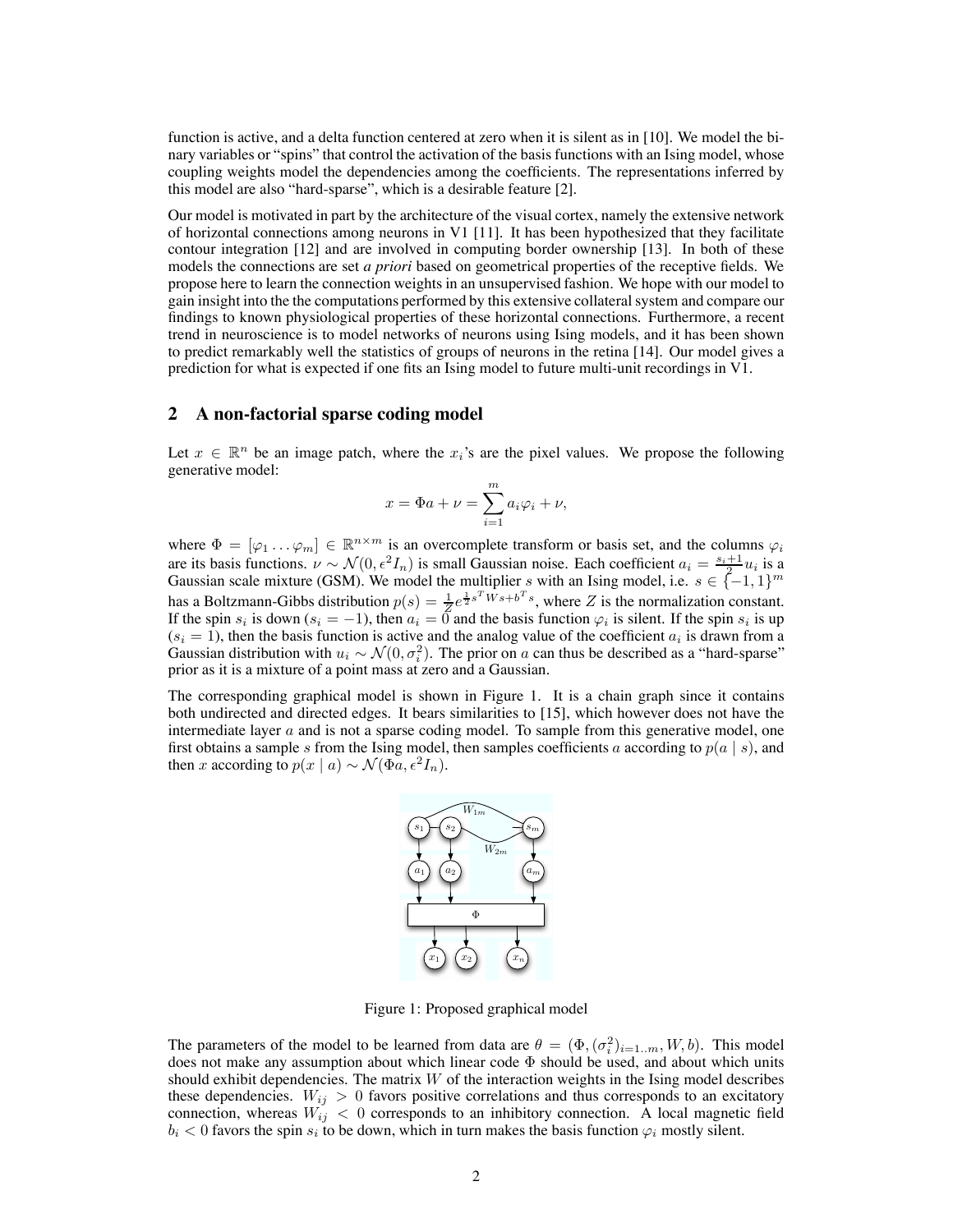function is active, and a delta function centered at zero when it is silent as in [10]. We model the binary variables or "spins" that control the activation of the basis functions with an Ising model, whose coupling weights model the dependencies among the coefficients. The representations inferred by this model are also "hard-sparse", which is a desirable feature [2].

Our model is motivated in part by the architecture of the visual cortex, namely the extensive network of horizontal connections among neurons in V1 [11]. It has been hypothesized that they facilitate contour integration [12] and are involved in computing border ownership [13]. In both of these models the connections are set *a priori* based on geometrical properties of the receptive fields. We propose here to learn the connection weights in an unsupervised fashion. We hope with our model to gain insight into the the computations performed by this extensive collateral system and compare our findings to known physiological properties of these horizontal connections. Furthermore, a recent trend in neuroscience is to model networks of neurons using Ising models, and it has been shown to predict remarkably well the statistics of groups of neurons in the retina [14]. Our model gives a prediction for what is expected if one fits an Ising model to future multi-unit recordings in V1.

## 2 A non-factorial sparse coding model

Let $x \in \mathbb{R}^n$ be an image patch, where the $x_i$'s are the pixel values. We propose the following generative model:

$$x = \Phi a + \nu = \sum_{i=1}^{m} a_i \varphi_i + \nu,$$

where $\Phi = [\varphi_1 \ldots \varphi_m] \in \mathbb{R}^{n \times m}$ is an overcomplete transform or basis set, and the columns $\varphi_i$ are its basis functions. $\nu \sim \mathcal{N}(0, \epsilon^2 I_n)$ is small Gaussian noise. Each coefficient $a_i = \frac{s_i+1}{2} u_i$ is a Gaussian scale mixture (GSM). We model the multiplier $s$ with an Ising model, i.e. $s \in \{-1, 1\}^m$ has a Boltzmann-Gibbs distribution $p(s) = \frac{1}{Z} e^{\frac{1}{2} s^T W s + b^T s}$, where $Z$ is the normalization constant. If the spin $s_i$ is down ($s_i = -1$), then $a_i = 0$ and the basis function $\varphi_i$ is silent. If the spin $s_i$ is up ($s_i = 1$), then the basis function is active and the analog value of the coefficient $a_i$ is drawn from a Gaussian distribution with $u_i \sim \mathcal{N}(0, \sigma_i^2)$. The prior on $a$ can thus be described as a "hard-sparse" prior as it is a mixture of a point mass at zero and a Gaussian.

The corresponding graphical model is shown in Figure 1. It is a chain graph since it contains both undirected and directed edges. It bears similarities to [15], which however does not have the intermediate layer $a$ and is not a sparse coding model. To sample from this generative model, one first obtains a sample $s$ from the Ising model, then samples coefficients $a$ according to $p(a \mid s)$, and then $x$ according to $p(x \mid a) \sim \mathcal{N}(\Phi a, \epsilon^2 I_n)$.

Figure 1: Proposed graphical model

The parameters of the model to be learned from data are $\theta = (\Phi, (\sigma_i^2)_{i=1..m}, W, b)$. This model does not make any assumption about which linear code $\Phi$ should be used, and about which units should exhibit dependencies. The matrix $W$ of the interaction weights in the Ising model describes these dependencies. $W_{ij} > 0$ favors positive correlations and thus corresponds to an excitatory connection, whereas $W_{ij} < 0$ corresponds to an inhibitory connection. A local magnetic field $b_i < 0$ favors the spin $s_i$ to be down, which in turn makes the basis function $\varphi_i$ mostly silent.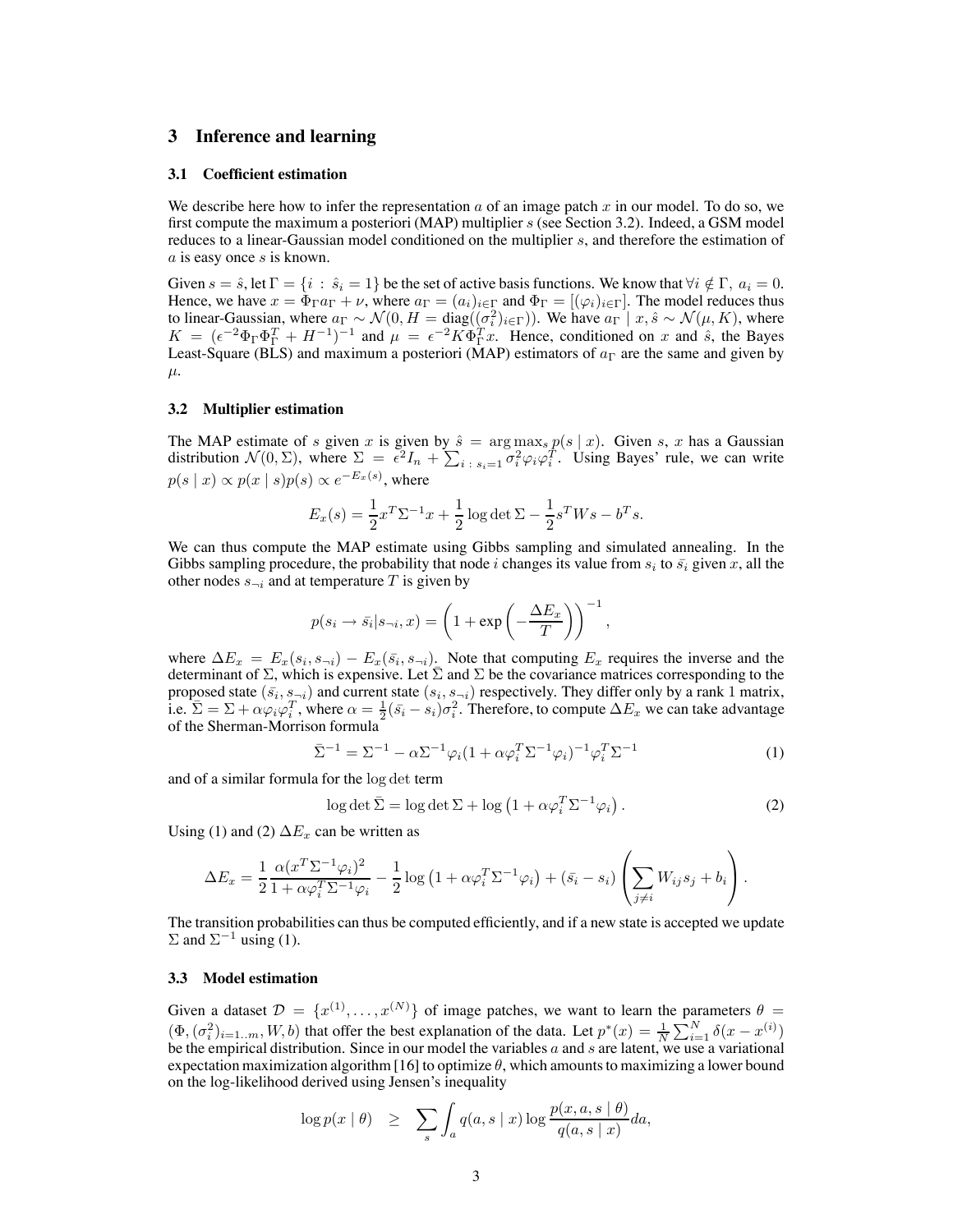## 3 Inference and learning

### 3.1 Coefficient estimation

We describe here how to infer the representation $a$ of an image patch $x$ in our model. To do so, we first compute the maximum a posteriori (MAP) multiplier $s$ (see Section 3.2). Indeed, a GSM model reduces to a linear-Gaussian model conditioned on the multiplier $s$, and therefore the estimation of $a$ is easy once $s$ is known.

Given $s = \hat{s}$, let $\Gamma = \{i : \hat{s}_i = 1\}$ be the set of active basis functions. We know that $\forall i \notin \Gamma,\ a_i = 0$. Hence, we have $x = \Phi_\Gamma a_\Gamma + \nu$, where $a_\Gamma = (a_i)_{i\in\Gamma}$ and $\Phi_\Gamma = [(\varphi_i)_{i\in\Gamma}]$. The model reduces thus to linear-Gaussian, where $a_\Gamma \sim \mathcal{N}(0, H = \text{diag}((\sigma_i^2)_{i\in\Gamma}))$. We have $a_\Gamma \mid x, \hat{s} \sim \mathcal{N}(\mu, K)$, where $K = (\epsilon^{-2}\Phi_\Gamma\Phi_\Gamma^T + H^{-1})^{-1}$ and $\mu = \epsilon^{-2}K\Phi_\Gamma^T x$. Hence, conditioned on $x$ and $\hat{s}$, the Bayes Least-Square (BLS) and maximum a posteriori (MAP) estimators of $a_\Gamma$ are the same and given by $\mu$.

### 3.2 Multiplier estimation

The MAP estimate of $s$ given $x$ is given by $\hat{s} = \arg\max_s p(s \mid x)$. Given $s$, $x$ has a Gaussian distribution $\mathcal{N}(0, \Sigma)$, where $\Sigma = \epsilon^2 I_n + \sum_{i\,:\,s_i=1} \sigma_i^2 \varphi_i \varphi_i^T$. Using Bayes' rule, we can write $p(s \mid x) \propto p(x \mid s)p(s) \propto e^{-E_x(s)}$, where

$$E_x(s) = \frac{1}{2}x^T\Sigma^{-1}x + \frac{1}{2}\log\det\Sigma - \frac{1}{2}s^T W s - b^T s.$$

We can thus compute the MAP estimate using Gibbs sampling and simulated annealing. In the Gibbs sampling procedure, the probability that node $i$ changes its value from $s_i$ to $\bar{s}_i$ given $x$, all the other nodes $s_{\neg i}$ and at temperature $T$ is given by

$$p(s_i \to \bar{s}_i | s_{\neg i}, x) = \left(1 + \exp\left(-\frac{\Delta E_x}{T}\right)\right)^{-1},$$

where $\Delta E_x = E_x(s_i, s_{\neg i}) - E_x(\bar{s}_i, s_{\neg i})$. Note that computing $E_x$ requires the inverse and the determinant of $\Sigma$, which is expensive. Let $\bar{\Sigma}$ and $\Sigma$ be the covariance matrices corresponding to the proposed state $(\bar{s}_i, s_{\neg i})$ and current state $(s_i, s_{\neg i})$ respectively. They differ only by a rank 1 matrix, i.e. $\bar{\Sigma} = \Sigma + \alpha\varphi_i\varphi_i^T$, where $\alpha = \frac{1}{2}(\bar{s}_i - s_i)\sigma_i^2$. Therefore, to compute $\Delta E_x$ we can take advantage of the Sherman-Morrison formula

$$\bar{\Sigma}^{-1} = \Sigma^{-1} - \alpha\Sigma^{-1}\varphi_i(1 + \alpha\varphi_i^T\Sigma^{-1}\varphi_i)^{-1}\varphi_i^T\Sigma^{-1} \tag{1}$$

and of a similar formula for the $\log\det$ term

$$\log\det\bar{\Sigma} = \log\det\Sigma + \log\left(1 + \alpha\varphi_i^T\Sigma^{-1}\varphi_i\right). \tag{2}$$

Using (1) and (2) $\Delta E_x$ can be written as

$$\Delta E_x = \frac{1}{2}\frac{\alpha(x^T\Sigma^{-1}\varphi_i)^2}{1 + \alpha\varphi_i^T\Sigma^{-1}\varphi_i} - \frac{1}{2}\log\left(1 + \alpha\varphi_i^T\Sigma^{-1}\varphi_i\right) + (\bar{s}_i - s_i)\left(\sum_{j\neq i} W_{ij}s_j + b_i\right).$$

The transition probabilities can thus be computed efficiently, and if a new state is accepted we update $\Sigma$ and $\Sigma^{-1}$ using (1).

### 3.3 Model estimation

Given a dataset $\mathcal{D} = \{x^{(1)}, \ldots, x^{(N)}\}$ of image patches, we want to learn the parameters $\theta = (\Phi, (\sigma_i^2)_{i=1..m}, W, b)$ that offer the best explanation of the data. Let $p^*(x) = \frac{1}{N}\sum_{i=1}^N \delta(x - x^{(i)})$ be the empirical distribution. Since in our model the variables $a$ and $s$ are latent, we use a variational expectation maximization algorithm [16] to optimize $\theta$, which amounts to maximizing a lower bound on the log-likelihood derived using Jensen's inequality

$$\log p(x \mid \theta) \quad \geq \quad \sum_s \int_a q(a, s \mid x) \log \frac{p(x, a, s \mid \theta)}{q(a, s \mid x)} da,$$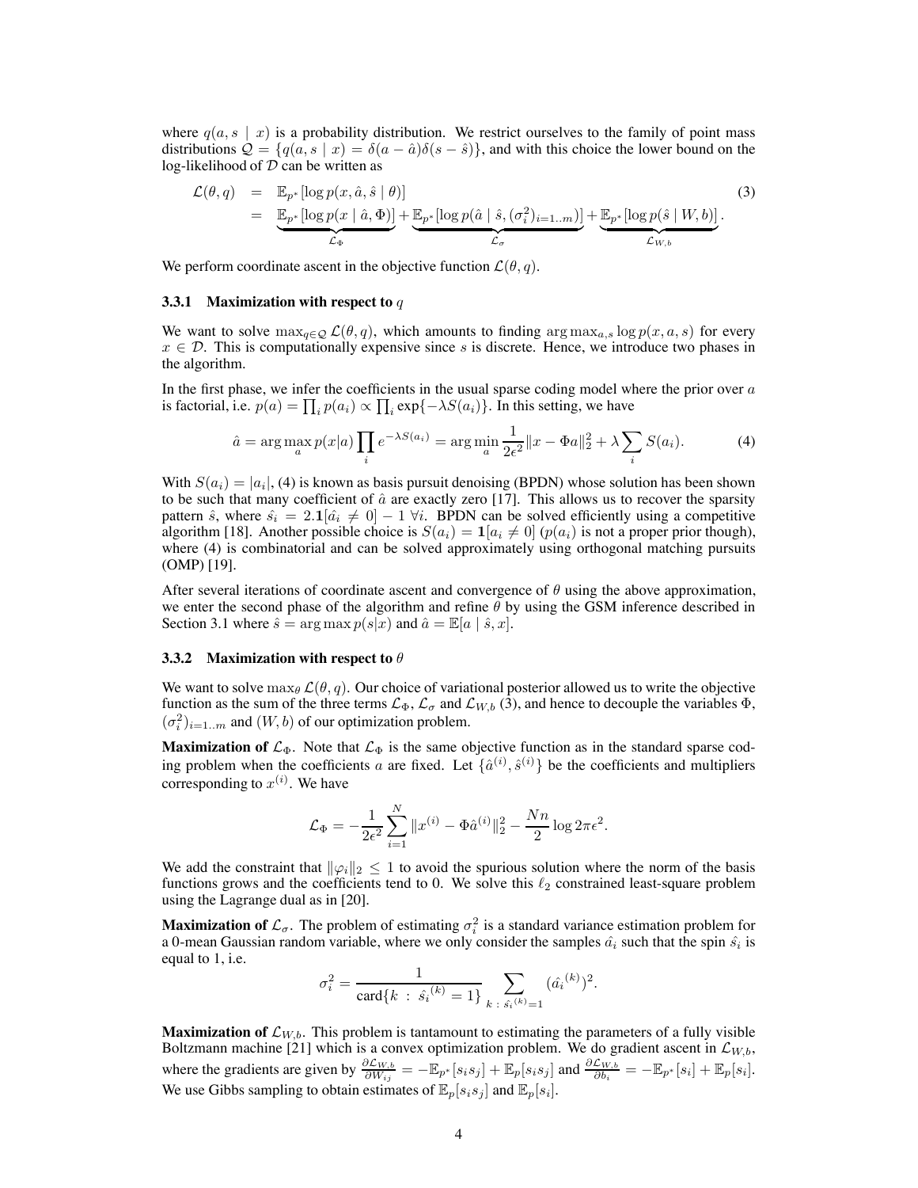where $q(a, s \mid x)$ is a probability distribution. We restrict ourselves to the family of point mass distributions $\mathcal{Q} = \{q(a, s \mid x) = \delta(a - \hat{a})\delta(s - \hat{s})\}$, and with this choice the lower bound on the log-likelihood of $\mathcal{D}$ can be written as

$$
\begin{aligned}
\mathcal{L}(\theta, q) &= \mathbb{E}_{p^*}[\log p(x, \hat{a}, \hat{s} \mid \theta)] \\
&= \underbrace{\mathbb{E}_{p^*}[\log p(x \mid \hat{a}, \Phi)]}_{\mathcal{L}_\Phi} + \underbrace{\mathbb{E}_{p^*}[\log p(\hat{a} \mid \hat{s}, (\sigma_i^2)_{i=1..m})]}_{\mathcal{L}_\sigma} + \underbrace{\mathbb{E}_{p^*}[\log p(\hat{s} \mid W, b)]}_{\mathcal{L}_{W,b}}.
\end{aligned} \tag{3}
$$

We perform coordinate ascent in the objective function $\mathcal{L}(\theta, q)$.

### 3.3.1 Maximization with respect to $q$

We want to solve $\max_{q \in \mathcal{Q}} \mathcal{L}(\theta, q)$, which amounts to finding $\arg\max_{a,s} \log p(x, a, s)$ for every $x \in \mathcal{D}$. This is computationally expensive since $s$ is discrete. Hence, we introduce two phases in the algorithm.

In the first phase, we infer the coefficients in the usual sparse coding model where the prior over $a$ is factorial, i.e. $p(a) = \prod_i p(a_i) \propto \prod_i \exp\{-\lambda S(a_i)\}$. In this setting, we have

$$
\hat{a} = \arg\max_a p(x|a) \prod_i e^{-\lambda S(a_i)} = \arg\min_a \frac{1}{2\epsilon^2} \|x - \Phi a\|_2^2 + \lambda \sum_i S(a_i). \tag{4}
$$

With $S(a_i) = |a_i|$, (4) is known as basis pursuit denoising (BPDN) whose solution has been shown to be such that many coefficient of $\hat{a}$ are exactly zero [17]. This allows us to recover the sparsity pattern $\hat{s}$, where $\hat{s}_i = 2.\mathbf{1}[\hat{a}_i \neq 0] - 1 \; \forall i$. BPDN can be solved efficiently using a competitive algorithm [18]. Another possible choice is $S(a_i) = \mathbf{1}[a_i \neq 0]$ ($p(a_i)$ is not a proper prior though), where (4) is combinatorial and can be solved approximately using orthogonal matching pursuits (OMP) [19].

After several iterations of coordinate ascent and convergence of $\theta$ using the above approximation, we enter the second phase of the algorithm and refine $\theta$ by using the GSM inference described in Section 3.1 where $\hat{s} = \arg\max p(s|x)$ and $\hat{a} = \mathbb{E}[a \mid \hat{s}, x]$.

### 3.3.2 Maximization with respect to $\theta$

We want to solve $\max_\theta \mathcal{L}(\theta, q)$. Our choice of variational posterior allowed us to write the objective function as the sum of the three terms $\mathcal{L}_\Phi$, $\mathcal{L}_\sigma$ and $\mathcal{L}_{W,b}$ (3), and hence to decouple the variables $\Phi$, $(\sigma_i^2)_{i=1..m}$ and $(W, b)$ of our optimization problem.

**Maximization of $\mathcal{L}_\Phi$.** Note that $\mathcal{L}_\Phi$ is the same objective function as in the standard sparse coding problem when the coefficients $a$ are fixed. Let $\{\hat{a}^{(i)}, \hat{s}^{(i)}\}$ be the coefficients and multipliers corresponding to $x^{(i)}$. We have

$$
\mathcal{L}_\Phi = -\frac{1}{2\epsilon^2} \sum_{i=1}^{N} \|x^{(i)} - \Phi \hat{a}^{(i)}\|_2^2 - \frac{Nn}{2} \log 2\pi\epsilon^2.
$$

We add the constraint that $\|\varphi_i\|_2 \leq 1$ to avoid the spurious solution where the norm of the basis functions grows and the coefficients tend to 0. We solve this $\ell_2$ constrained least-square problem using the Lagrange dual as in [20].

**Maximization of $\mathcal{L}_\sigma$.** The problem of estimating $\sigma_i^2$ is a standard variance estimation problem for a 0-mean Gaussian random variable, where we only consider the samples $\hat{a}_i$ such that the spin $\hat{s}_i$ is equal to 1, i.e.

$$
\sigma_i^2 = \frac{1}{\text{card}\{k \; : \; \hat{s_i}^{(k)} = 1\}} \sum_{k \; : \; \hat{s_i}^{(k)} = 1} (\hat{a_i}^{(k)})^2.
$$

**Maximization of $\mathcal{L}_{W,b}$.** This problem is tantamount to estimating the parameters of a fully visible Boltzmann machine [21] which is a convex optimization problem. We do gradient ascent in $\mathcal{L}_{W,b}$, where the gradients are given by $\frac{\partial \mathcal{L}_{W,b}}{\partial W_{ij}} = -\mathbb{E}_{p^*}[s_i s_j] + \mathbb{E}_p[s_i s_j]$ and $\frac{\partial \mathcal{L}_{W,b}}{\partial b_i} = -\mathbb{E}_{p^*}[s_i] + \mathbb{E}_p[s_i]$. We use Gibbs sampling to obtain estimates of $\mathbb{E}_p[s_i s_j]$ and $\mathbb{E}_p[s_i]$.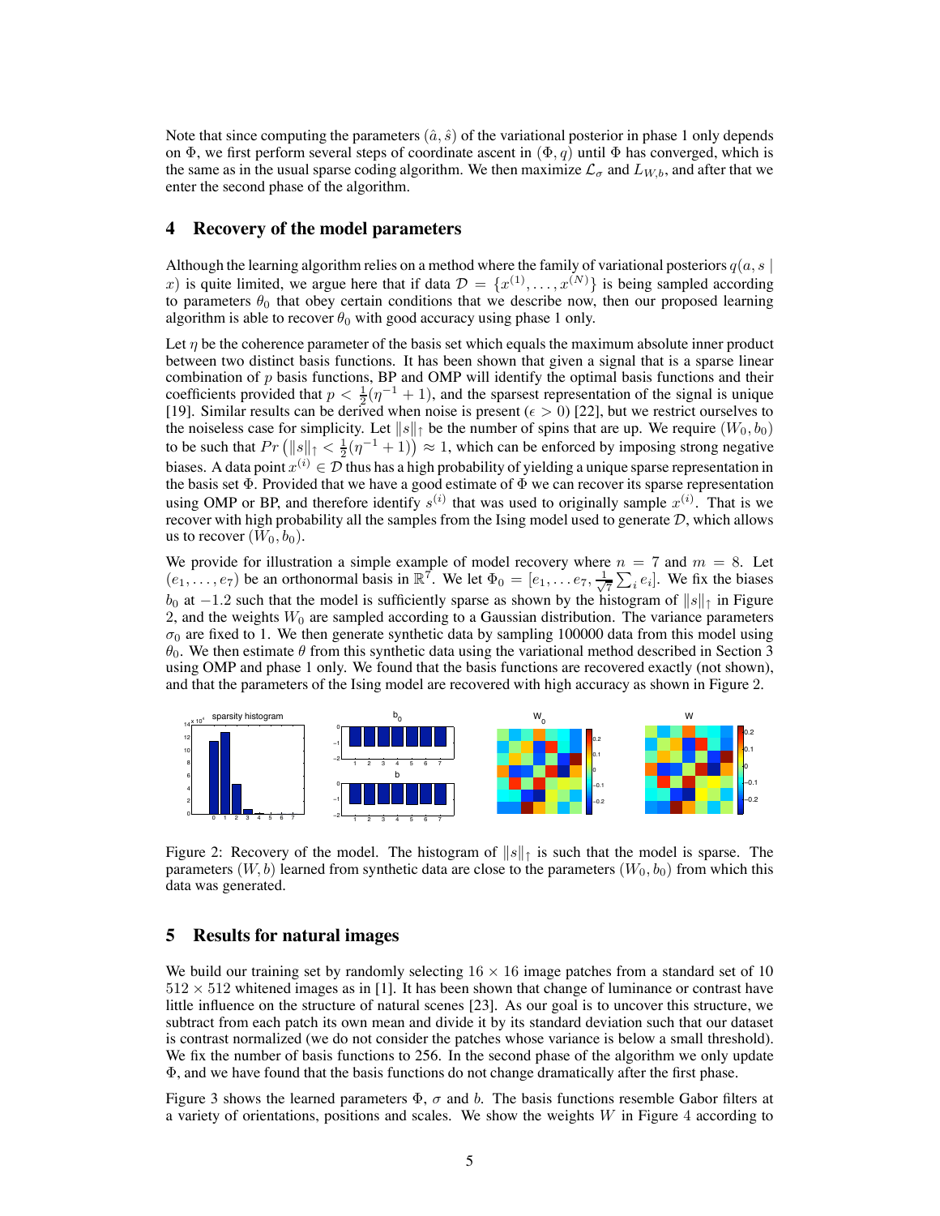Note that since computing the parameters $(\hat{a}, \hat{s})$ of the variational posterior in phase 1 only depends on $\Phi$, we first perform several steps of coordinate ascent in $(\Phi, q)$ until $\Phi$ has converged, which is the same as in the usual sparse coding algorithm. We then maximize $\mathcal{L}_\sigma$ and $L_{W,b}$, and after that we enter the second phase of the algorithm.

## 4 Recovery of the model parameters

Although the learning algorithm relies on a method where the family of variational posteriors $q(a, s \mid x)$ is quite limited, we argue here that if data $\mathcal{D} = \{x^{(1)}, \ldots, x^{(N)}\}$ is being sampled according to parameters $\theta_0$ that obey certain conditions that we describe now, then our proposed learning algorithm is able to recover $\theta_0$ with good accuracy using phase 1 only.

Let $\eta$ be the coherence parameter of the basis set which equals the maximum absolute inner product between two distinct basis functions. It has been shown that given a signal that is a sparse linear combination of $p$ basis functions, BP and OMP will identify the optimal basis functions and their coefficients provided that $p < \frac{1}{2}(\eta^{-1} + 1)$, and the sparsest representation of the signal is unique [19]. Similar results can be derived when noise is present ($\epsilon > 0$) [22], but we restrict ourselves to the noiseless case for simplicity. Let $\|s\|_\uparrow$ be the number of spins that are up. We require $(W_0, b_0)$ to be such that $Pr\left(\|s\|_\uparrow < \frac{1}{2}(\eta^{-1} + 1)\right) \approx 1$, which can be enforced by imposing strong negative biases. A data point $x^{(i)} \in \mathcal{D}$ thus has a high probability of yielding a unique sparse representation in the basis set $\Phi$. Provided that we have a good estimate of $\Phi$ we can recover its sparse representation using OMP or BP, and therefore identify $s^{(i)}$ that was used to originally sample $x^{(i)}$. That is we recover with high probability all the samples from the Ising model used to generate $\mathcal{D}$, which allows us to recover $(W_0, b_0)$.

We provide for illustration a simple example of model recovery where $n = 7$ and $m = 8$. Let $(e_1, \ldots, e_7)$ be an orthonormal basis in $\mathbb{R}^7$. We let $\Phi_0 = [e_1, \ldots e_7, \frac{1}{\sqrt{7}} \sum_i e_i]$. We fix the biases $b_0$ at $-1.2$ such that the model is sufficiently sparse as shown by the histogram of $\|s\|_\uparrow$ in Figure 2, and the weights $W_0$ are sampled according to a Gaussian distribution. The variance parameters $\sigma_0$ are fixed to 1. We then generate synthetic data by sampling 100000 data from this model using $\theta_0$. We then estimate $\theta$ from this synthetic data using the variational method described in Section 3 using OMP and phase 1 only. We found that the basis functions are recovered exactly (not shown), and that the parameters of the Ising model are recovered with high accuracy as shown in Figure 2.

Figure 2: Recovery of the model. The histogram of $\|s\|_\uparrow$ is such that the model is sparse. The parameters $(W, b)$ learned from synthetic data are close to the parameters $(W_0, b_0)$ from which this data was generated.

## 5 Results for natural images

We build our training set by randomly selecting $16 \times 16$ image patches from a standard set of 10 $512 \times 512$ whitened images as in [1]. It has been shown that change of luminance or contrast have little influence on the structure of natural scenes [23]. As our goal is to uncover this structure, we subtract from each patch its own mean and divide it by its standard deviation such that our dataset is contrast normalized (we do not consider the patches whose variance is below a small threshold). We fix the number of basis functions to 256. In the second phase of the algorithm we only update $\Phi$, and we have found that the basis functions do not change dramatically after the first phase.

Figure 3 shows the learned parameters $\Phi$, $\sigma$ and $b$. The basis functions resemble Gabor filters at a variety of orientations, positions and scales. We show the weights $W$ in Figure 4 according to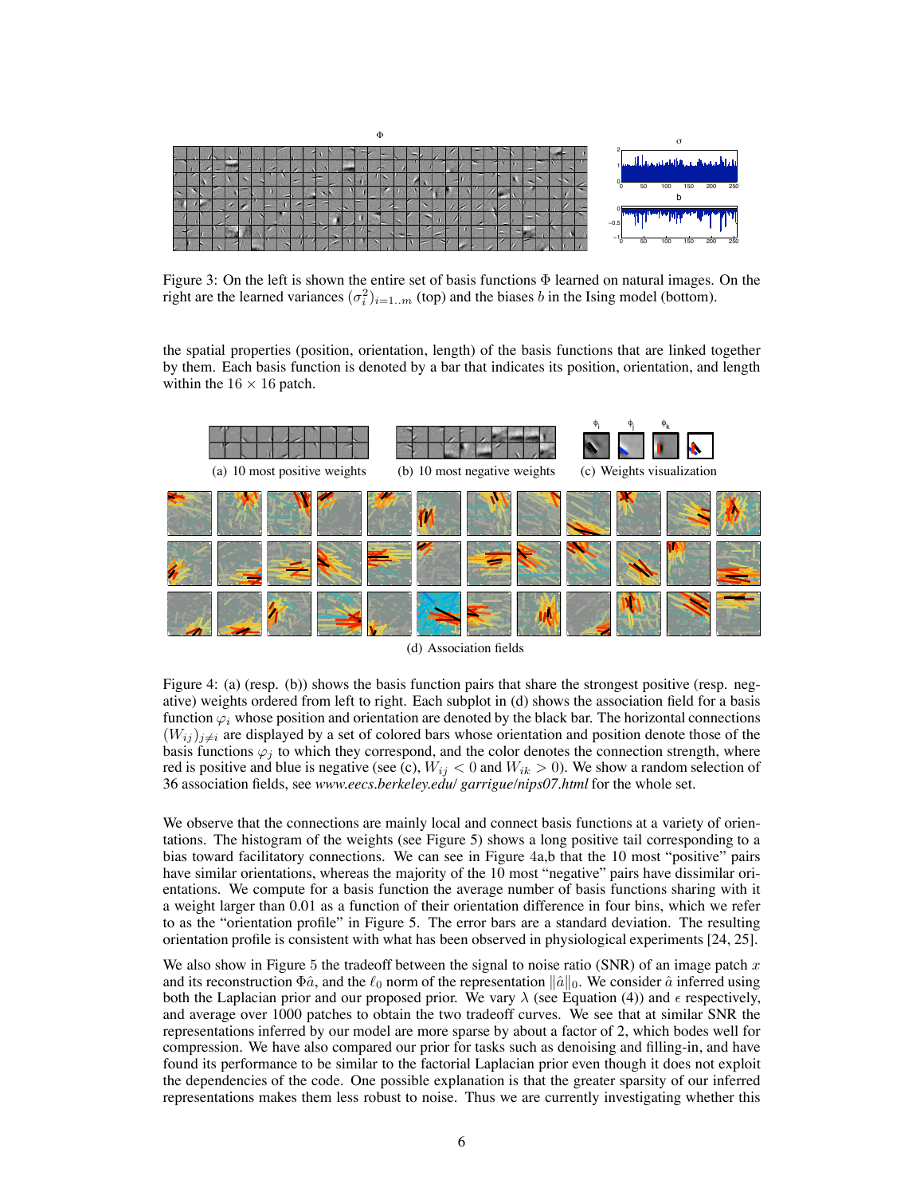Figure 3: On the left is shown the entire set of basis functions $\Phi$ learned on natural images. On the right are the learned variances $(\sigma_i^2)_{i=1..m}$ (top) and the biases $b$ in the Ising model (bottom).

the spatial properties (position, orientation, length) of the basis functions that are linked together by them. Each basis function is denoted by a bar that indicates its position, orientation, and length within the $16 \times 16$ patch.

(a) 10 most positive weights (b) 10 most negative weights (c) Weights visualization

(d) Association fields

Figure 4: (a) (resp. (b)) shows the basis function pairs that share the strongest positive (resp. negative) weights ordered from left to right. Each subplot in (d) shows the association field for a basis function $\varphi_i$ whose position and orientation are denoted by the black bar. The horizontal connections $(W_{ij})_{j \neq i}$ are displayed by a set of colored bars whose orientation and position denote those of the basis functions $\varphi_j$ to which they correspond, and the color denotes the connection strength, where red is positive and blue is negative (see (c), $W_{ij} < 0$ and $W_{ik} > 0$). We show a random selection of 36 association fields, see *www.eecs.berkeley.edu/ garrigue/nips07.html* for the whole set.

We observe that the connections are mainly local and connect basis functions at a variety of orientations. The histogram of the weights (see Figure 5) shows a long positive tail corresponding to a bias toward facilitatory connections. We can see in Figure 4a,b that the 10 most "positive" pairs have similar orientations, whereas the majority of the 10 most "negative" pairs have dissimilar orientations. We compute for a basis function the average number of basis functions sharing with it a weight larger than 0.01 as a function of their orientation difference in four bins, which we refer to as the "orientation profile" in Figure 5. The error bars are a standard deviation. The resulting orientation profile is consistent with what has been observed in physiological experiments [24, 25].

We also show in Figure 5 the tradeoff between the signal to noise ratio (SNR) of an image patch $x$ and its reconstruction $\Phi\hat{a}$, and the $\ell_0$ norm of the representation $\|\hat{a}\|_0$. We consider $\hat{a}$ inferred using both the Laplacian prior and our proposed prior. We vary $\lambda$ (see Equation (4)) and $\epsilon$ respectively, and average over 1000 patches to obtain the two tradeoff curves. We see that at similar SNR the representations inferred by our model are more sparse by about a factor of 2, which bodes well for compression. We have also compared our prior for tasks such as denoising and filling-in, and have found its performance to be similar to the factorial Laplacian prior even though it does not exploit the dependencies of the code. One possible explanation is that the greater sparsity of our inferred representations makes them less robust to noise. Thus we are currently investigating whether this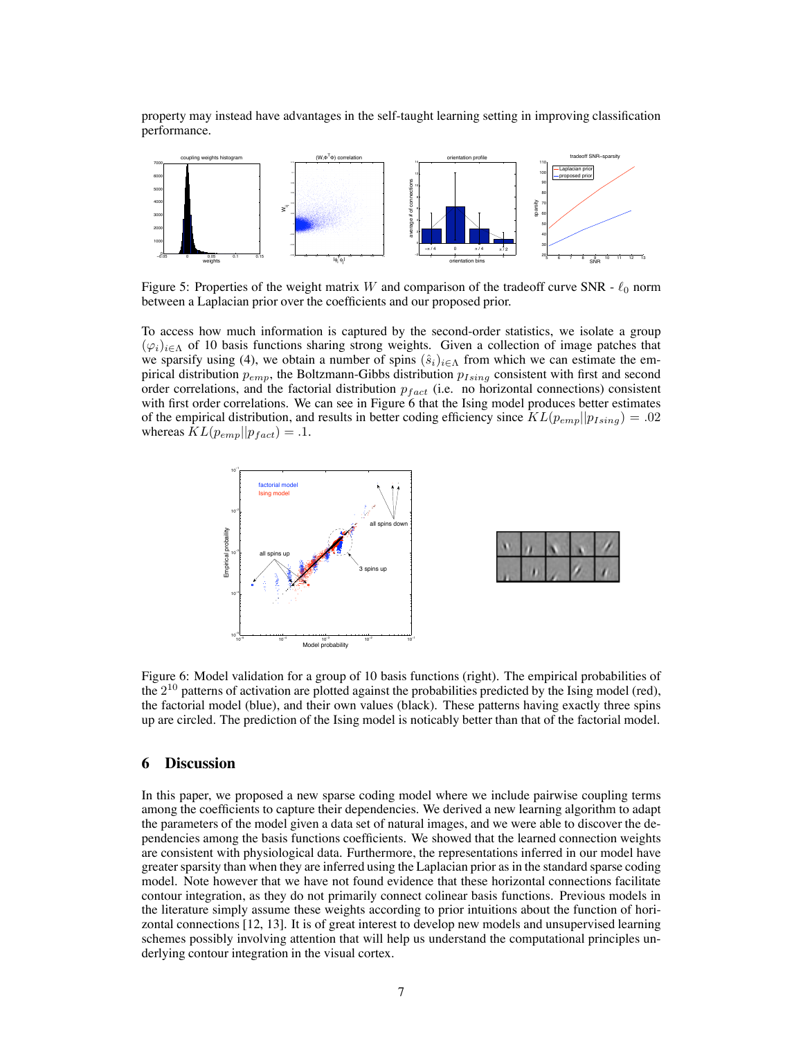property may instead have advantages in the self-taught learning setting in improving classification performance.

Figure 5: Properties of the weight matrix $W$ and comparison of the tradeoff curve SNR - $\ell_0$ norm between a Laplacian prior over the coefficients and our proposed prior.

To access how much information is captured by the second-order statistics, we isolate a group $(\varphi_i)_{i \in \Lambda}$ of 10 basis functions sharing strong weights. Given a collection of image patches that we sparsify using (4), we obtain a number of spins $(\hat{s}_i)_{i \in \Lambda}$ from which we can estimate the empirical distribution $p_{emp}$, the Boltzmann-Gibbs distribution $p_{Ising}$ consistent with first and second order correlations, and the factorial distribution $p_{fact}$ (i.e. no horizontal connections) consistent with first order correlations. We can see in Figure 6 that the Ising model produces better estimates of the empirical distribution, and results in better coding efficiency since $KL(p_{emp} || p_{Ising}) = .02$ whereas $KL(p_{emp} || p_{fact}) = .1$.

Figure 6: Model validation for a group of 10 basis functions (right). The empirical probabilities of the $2^{10}$ patterns of activation are plotted against the probabilities predicted by the Ising model (red), the factorial model (blue), and their own values (black). These patterns having exactly three spins up are circled. The prediction of the Ising model is noticably better than that of the factorial model.

## 6 Discussion

In this paper, we proposed a new sparse coding model where we include pairwise coupling terms among the coefficients to capture their dependencies. We derived a new learning algorithm to adapt the parameters of the model given a data set of natural images, and we were able to discover the dependencies among the basis functions coefficients. We showed that the learned connection weights are consistent with physiological data. Furthermore, the representations inferred in our model have greater sparsity than when they are inferred using the Laplacian prior as in the standard sparse coding model. Note however that we have not found evidence that these horizontal connections facilitate contour integration, as they do not primarily connect colinear basis functions. Previous models in the literature simply assume these weights according to prior intuitions about the function of horizontal connections [12, 13]. It is of great interest to develop new models and unsupervised learning schemes possibly involving attention that will help us understand the computational principles underlying contour integration in the visual cortex.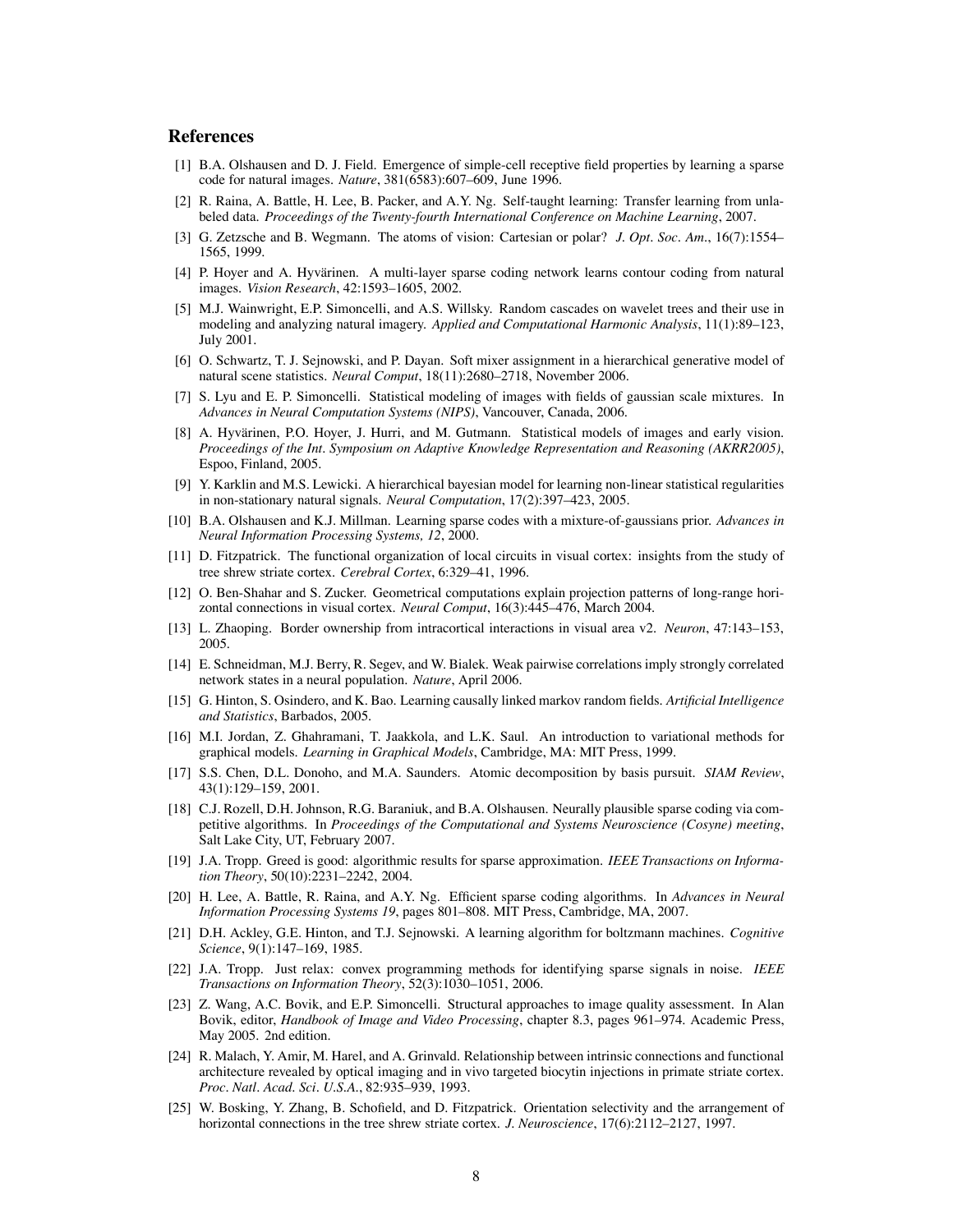## References

[1] B.A. Olshausen and D. J. Field. Emergence of simple-cell receptive field properties by learning a sparse code for natural images. *Nature*, 381(6583):607–609, June 1996.

[2] R. Raina, A. Battle, H. Lee, B. Packer, and A.Y. Ng. Self-taught learning: Transfer learning from unlabeled data. *Proceedings of the Twenty-fourth International Conference on Machine Learning*, 2007.

[3] G. Zetzsche and B. Wegmann. The atoms of vision: Cartesian or polar? *J. Opt. Soc. Am.*, 16(7):1554–1565, 1999.

[4] P. Hoyer and A. Hyvärinen. A multi-layer sparse coding network learns contour coding from natural images. *Vision Research*, 42:1593–1605, 2002.

[5] M.J. Wainwright, E.P. Simoncelli, and A.S. Willsky. Random cascades on wavelet trees and their use in modeling and analyzing natural imagery. *Applied and Computational Harmonic Analysis*, 11(1):89–123, July 2001.

[6] O. Schwartz, T. J. Sejnowski, and P. Dayan. Soft mixer assignment in a hierarchical generative model of natural scene statistics. *Neural Comput*, 18(11):2680–2718, November 2006.

[7] S. Lyu and E. P. Simoncelli. Statistical modeling of images with fields of gaussian scale mixtures. In *Advances in Neural Computation Systems (NIPS)*, Vancouver, Canada, 2006.

[8] A. Hyvärinen, P.O. Hoyer, J. Hurri, and M. Gutmann. Statistical models of images and early vision. *Proceedings of the Int. Symposium on Adaptive Knowledge Representation and Reasoning (AKRR2005)*, Espoo, Finland, 2005.

[9] Y. Karklin and M.S. Lewicki. A hierarchical bayesian model for learning non-linear statistical regularities in non-stationary natural signals. *Neural Computation*, 17(2):397–423, 2005.

[10] B.A. Olshausen and K.J. Millman. Learning sparse codes with a mixture-of-gaussians prior. *Advances in Neural Information Processing Systems, 12*, 2000.

[11] D. Fitzpatrick. The functional organization of local circuits in visual cortex: insights from the study of tree shrew striate cortex. *Cerebral Cortex*, 6:329–41, 1996.

[12] O. Ben-Shahar and S. Zucker. Geometrical computations explain projection patterns of long-range horizontal connections in visual cortex. *Neural Comput*, 16(3):445–476, March 2004.

[13] L. Zhaoping. Border ownership from intracortical interactions in visual area v2. *Neuron*, 47:143–153, 2005.

[14] E. Schneidman, M.J. Berry, R. Segev, and W. Bialek. Weak pairwise correlations imply strongly correlated network states in a neural population. *Nature*, April 2006.

[15] G. Hinton, S. Osindero, and K. Bao. Learning causally linked markov random fields. *Artificial Intelligence and Statistics*, Barbados, 2005.

[16] M.I. Jordan, Z. Ghahramani, T. Jaakkola, and L.K. Saul. An introduction to variational methods for graphical models. *Learning in Graphical Models*, Cambridge, MA: MIT Press, 1999.

[17] S.S. Chen, D.L. Donoho, and M.A. Saunders. Atomic decomposition by basis pursuit. *SIAM Review*, 43(1):129–159, 2001.

[18] C.J. Rozell, D.H. Johnson, R.G. Baraniuk, and B.A. Olshausen. Neurally plausible sparse coding via competitive algorithms. In *Proceedings of the Computational and Systems Neuroscience (Cosyne) meeting*, Salt Lake City, UT, February 2007.

[19] J.A. Tropp. Greed is good: algorithmic results for sparse approximation. *IEEE Transactions on Information Theory*, 50(10):2231–2242, 2004.

[20] H. Lee, A. Battle, R. Raina, and A.Y. Ng. Efficient sparse coding algorithms. In *Advances in Neural Information Processing Systems 19*, pages 801–808. MIT Press, Cambridge, MA, 2007.

[21] D.H. Ackley, G.E. Hinton, and T.J. Sejnowski. A learning algorithm for boltzmann machines. *Cognitive Science*, 9(1):147–169, 1985.

[22] J.A. Tropp. Just relax: convex programming methods for identifying sparse signals in noise. *IEEE Transactions on Information Theory*, 52(3):1030–1051, 2006.

[23] Z. Wang, A.C. Bovik, and E.P. Simoncelli. Structural approaches to image quality assessment. In Alan Bovik, editor, *Handbook of Image and Video Processing*, chapter 8.3, pages 961–974. Academic Press, May 2005. 2nd edition.

[24] R. Malach, Y. Amir, M. Harel, and A. Grinvald. Relationship between intrinsic connections and functional architecture revealed by optical imaging and in vivo targeted biocytin injections in primate striate cortex. *Proc. Natl. Acad. Sci. U.S.A.*, 82:935–939, 1993.

[25] W. Bosking, Y. Zhang, B. Schofield, and D. Fitzpatrick. Orientation selectivity and the arrangement of horizontal connections in the tree shrew striate cortex. *J. Neuroscience*, 17(6):2112–2127, 1997.